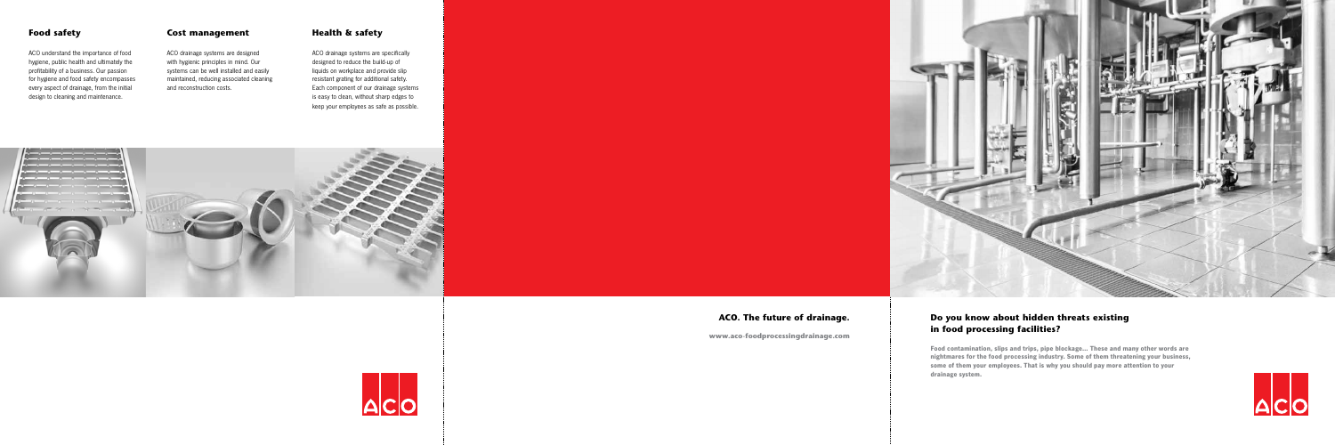### Food safety

ACO understand the importance of food hygiene, public health and ultimately the profitability of a business. Our passion for hygiene and food safety encompasses every aspect of drainage, from the initial design to cleaning and maintenance.

### Cost management

ACO drainage systems are designed with hygienic principles in mind. Our systems can be well installed and easily maintained, reducing associated cleaning and reconstruction costs.

### Health & safety

ACO drainage systems are specifically designed to reduce the build-up of liquids on workplace and provide slip resistant grating for additional safety. Each component of our drainage systems is easy to clean, without sharp edges to keep your employees as safe as possible.

**ACO. The future of drainage.**

www.aco-foodprocessingdrainage.com

ACO

### Do you know about hidden threats existing in food processing facilities?

**Food contamination, slips and trips, pipe blockage… These and many other words are nightmares for the food processing industry. Some of them threatening your business, some of them your employees. That is why you should pay more attention to your drainage system.**

ACO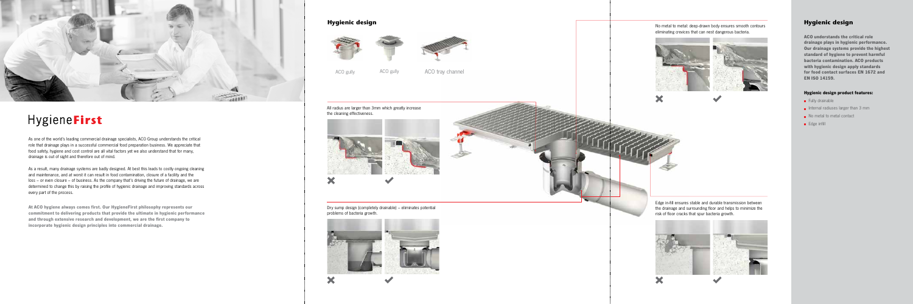# HygieneFirst

As one of the world's leading commercial drainage specialists, ACO Group understands the critical role that drainage plays in a successful commercial food preparation business. We appreciate that food safety, hygiene and cost control are all vital factors yet we also understand that for many, drainage is out of sight and therefore out of mind.

As a result, many drainage systems are badly designed. At best this leads to costly ongoing cleaning and maintenance, and at worst it can result in food contamination, closure of a facility and the loss – or even closure – of business. As the company that's driving the future of drainage, we are determined to change this by raising the profile of hygienic drainage and improving standards across every part of the process.

**At ACO hygiene always comes first. Our HygieneFirst philosophy represents our commitment to delivering products that provide the ultimate in hygienic performance and through extensive research and development, we are the first company to incorporate hygienic design principles into commercial drainage.**

## Hygienic design

ACO gully

ACO gully

ACO tray channel

All radius are larger than 3mm which greatly increase the cleaning effectiveness.

Dry sump design (completely drainable) – eliminates potential problems of bacteria growth.

No metal to metal: deep-drawn body ensures smooth contours eliminating crevices that can nest dangerous bacteria.

Edge in-fill ensures stable and durable transmission between the drainage and surrounding floor and helps to minimize the risk of floor cracks that spur bacteria growth.

## Hygienic design

**ACO understands the critical role drainage plays in hygienic performance. Our drainage systems provide the highest standard of hygiene to prevent harmful bacteria contamination. ACO products with hygienic design apply standards for food contact surfaces EN 1672 and EN ISO 14159.**

### Hygienic design product features:

- Fully drainable
- Internal radiuses larger than 3 mm
- No metal to metal contact
- Edge infill